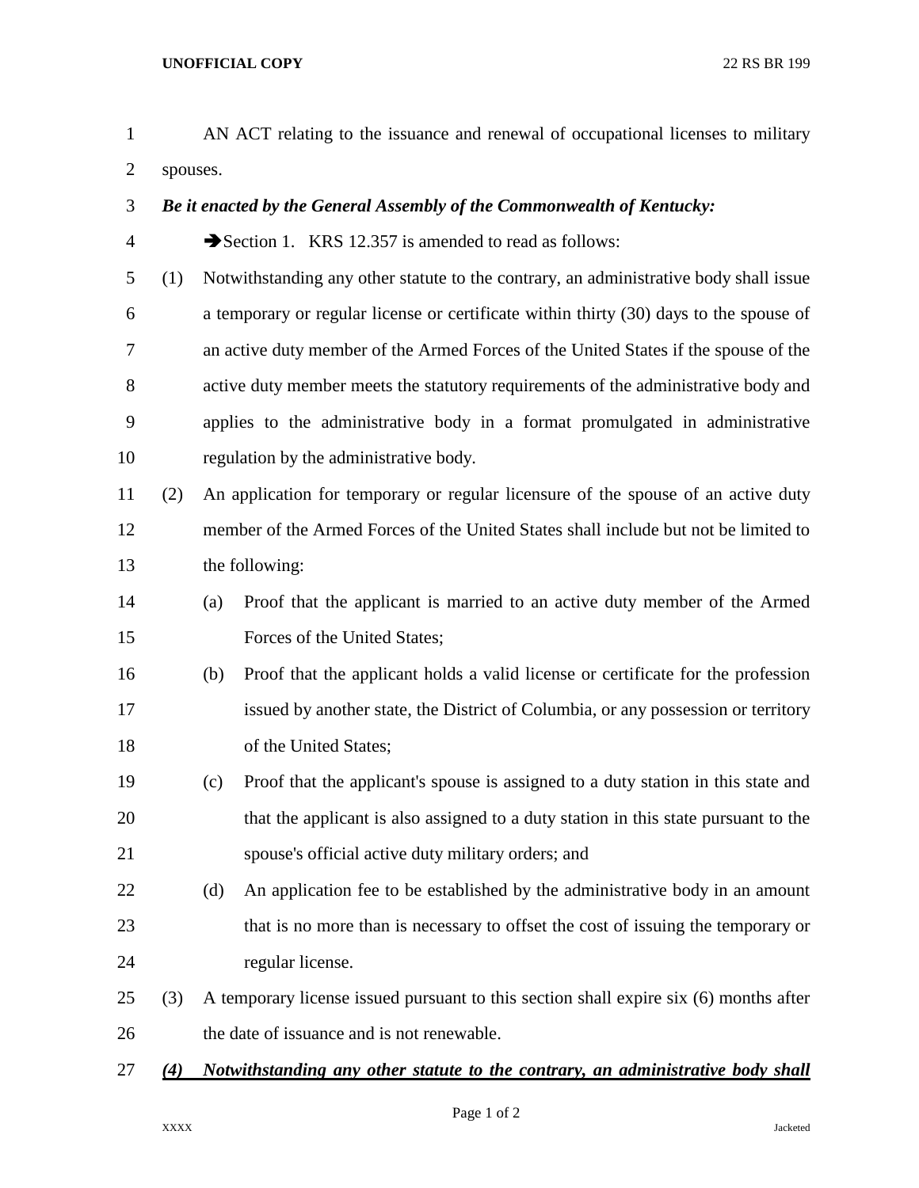AN ACT relating to the issuance and renewal of occupational licenses to military spouses.

***Be it enacted by the General Assembly of the Commonwealth of Kentucky:***

➔Section 1. KRS 12.357 is amended to read as follows:

(1) Notwithstanding any other statute to the contrary, an administrative body shall issue a temporary or regular license or certificate within thirty (30) days to the spouse of an active duty member of the Armed Forces of the United States if the spouse of the active duty member meets the statutory requirements of the administrative body and applies to the administrative body in a format promulgated in administrative regulation by the administrative body.

(2) An application for temporary or regular licensure of the spouse of an active duty member of the Armed Forces of the United States shall include but not be limited to the following:

(a) Proof that the applicant is married to an active duty member of the Armed Forces of the United States;

(b) Proof that the applicant holds a valid license or certificate for the profession issued by another state, the District of Columbia, or any possession or territory of the United States;

(c) Proof that the applicant's spouse is assigned to a duty station in this state and that the applicant is also assigned to a duty station in this state pursuant to the spouse's official active duty military orders; and

(d) An application fee to be established by the administrative body in an amount that is no more than is necessary to offset the cost of issuing the temporary or regular license.

(3) A temporary license issued pursuant to this section shall expire six (6) months after the date of issuance and is not renewable.

***<u>(4) Notwithstanding any other statute to the contrary, an administrative body shall</u>***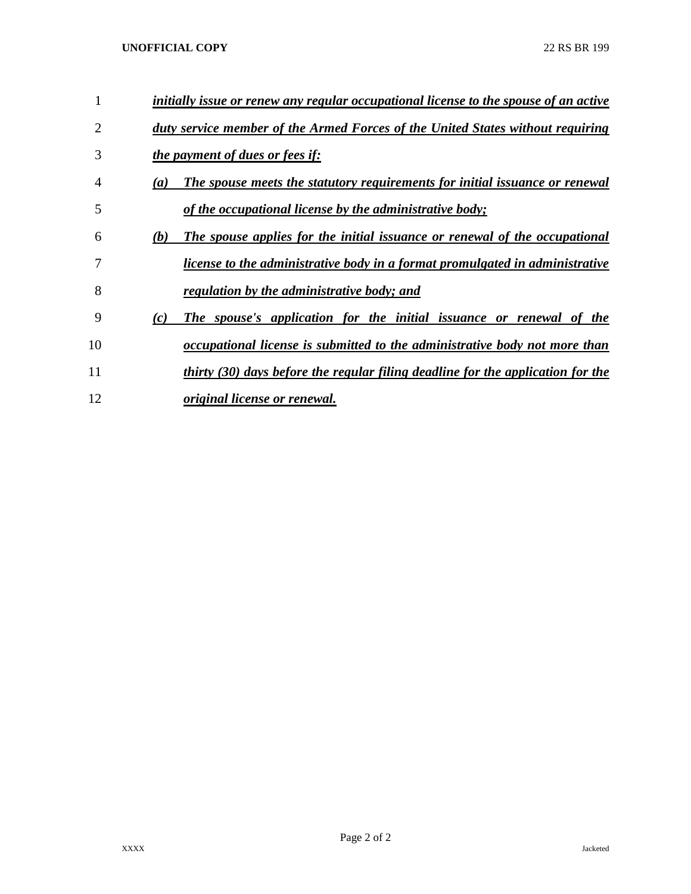*initially issue or renew any regular occupational license to the spouse of an active duty service member of the Armed Forces of the United States without requiring the payment of dues or fees if:*

*(a) The spouse meets the statutory requirements for initial issuance or renewal of the occupational license by the administrative body;*

*(b) The spouse applies for the initial issuance or renewal of the occupational license to the administrative body in a format promulgated in administrative regulation by the administrative body; and*

*(c) The spouse's application for the initial issuance or renewal of the occupational license is submitted to the administrative body not more than thirty (30) days before the regular filing deadline for the application for the original license or renewal.*